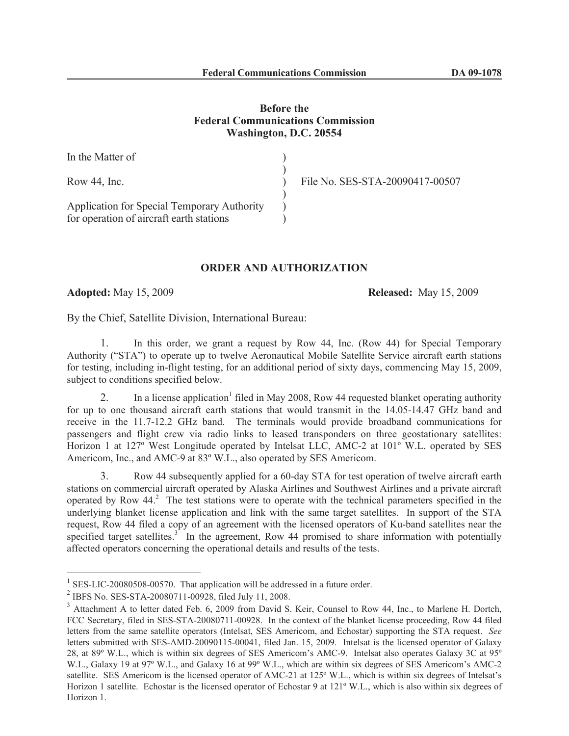**Before the
Federal Communications Commission
Washington, D.C. 20554**

| | | |
|---|---|---|
| In the Matter of | ) | |
| | ) | |
| Row 44, Inc. | ) | File No. SES-STA-20090417-00507 |
| | ) | |
| Application for Special Temporary Authority | ) | |
| for operation of aircraft earth stations | ) | |

## ORDER AND AUTHORIZATION

**Adopted:** May 15, 2009 **Released:** May 15, 2009

By the Chief, Satellite Division, International Bureau:

1. In this order, we grant a request by Row 44, Inc. (Row 44) for Special Temporary Authority ("STA") to operate up to twelve Aeronautical Mobile Satellite Service aircraft earth stations for testing, including in-flight testing, for an additional period of sixty days, commencing May 15, 2009, subject to conditions specified below.

2. In a license application[1] filed in May 2008, Row 44 requested blanket operating authority for up to one thousand aircraft earth stations that would transmit in the 14.05-14.47 GHz band and receive in the 11.7-12.2 GHz band. The terminals would provide broadband communications for passengers and flight crew via radio links to leased transponders on three geostationary satellites: Horizon 1 at 127º West Longitude operated by Intelsat LLC, AMC-2 at 101º W.L. operated by SES Americom, Inc., and AMC-9 at 83º W.L., also operated by SES Americom.

3. Row 44 subsequently applied for a 60-day STA for test operation of twelve aircraft earth stations on commercial aircraft operated by Alaska Airlines and Southwest Airlines and a private aircraft operated by Row 44.[2] The test stations were to operate with the technical parameters specified in the underlying blanket license application and link with the same target satellites. In support of the STA request, Row 44 filed a copy of an agreement with the licensed operators of Ku-band satellites near the specified target satellites.[3] In the agreement, Row 44 promised to share information with potentially affected operators concerning the operational details and results of the tests.

---

[1] SES-LIC-20080508-00570. That application will be addressed in a future order.

[2] IBFS No. SES-STA-20080711-00928, filed July 11, 2008.

[3] Attachment A to letter dated Feb. 6, 2009 from David S. Keir, Counsel to Row 44, Inc., to Marlene H. Dortch, FCC Secretary, filed in SES-STA-20080711-00928. In the context of the blanket license proceeding, Row 44 filed letters from the same satellite operators (Intelsat, SES Americom, and Echostar) supporting the STA request. *See* letters submitted with SES-AMD-20090115-00041, filed Jan. 15, 2009. Intelsat is the licensed operator of Galaxy 28, at 89º W.L., which is within six degrees of SES Americom's AMC-9. Intelsat also operates Galaxy 3C at 95º W.L., Galaxy 19 at 97º W.L., and Galaxy 16 at 99º W.L., which are within six degrees of SES Americom's AMC-2 satellite. SES Americom is the licensed operator of AMC-21 at 125º W.L., which is within six degrees of Intelsat's Horizon 1 satellite. Echostar is the licensed operator of Echostar 9 at 121º W.L., which is also within six degrees of Horizon 1.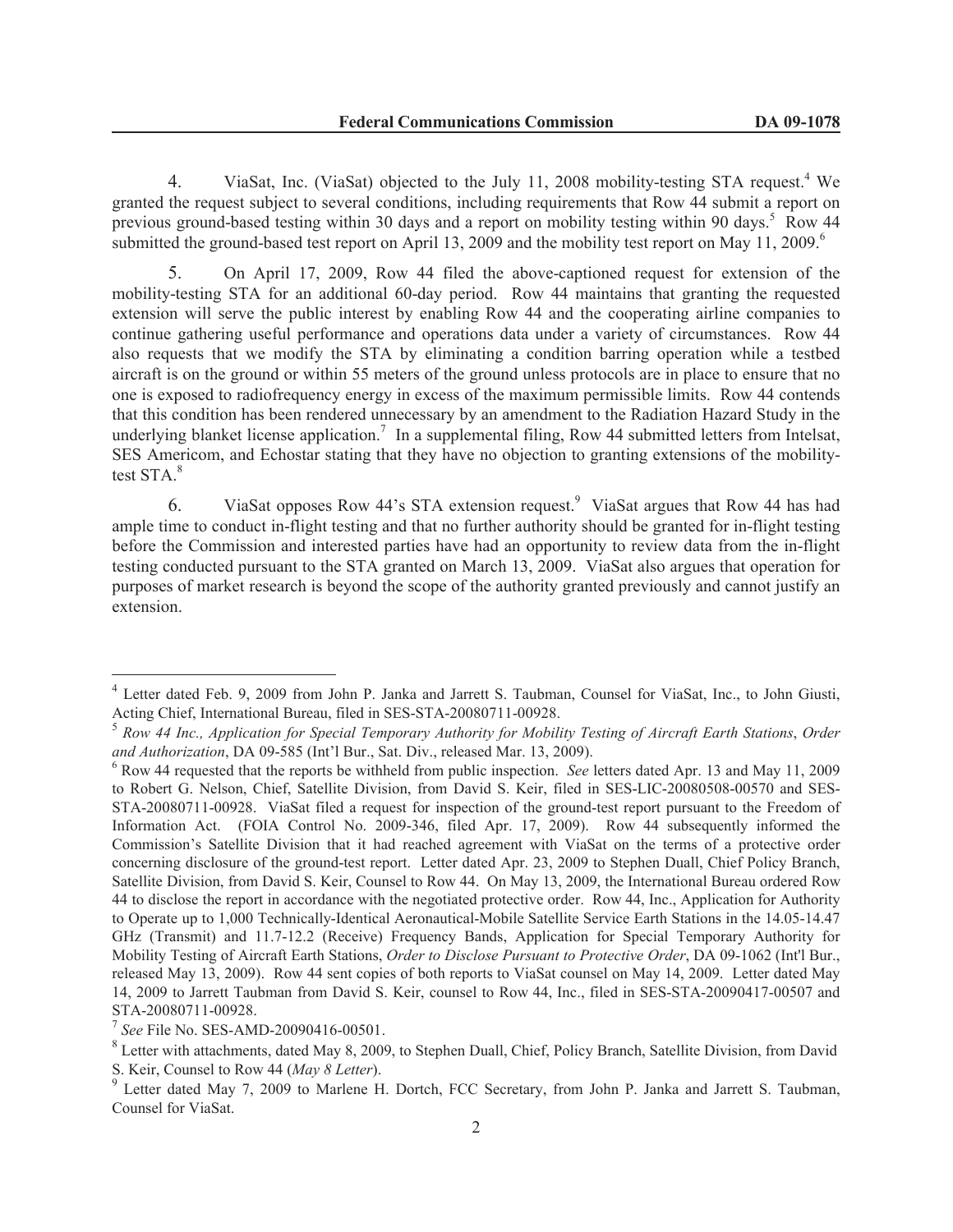4. ViaSat, Inc. (ViaSat) objected to the July 11, 2008 mobility-testing STA request.[4] We granted the request subject to several conditions, including requirements that Row 44 submit a report on previous ground-based testing within 30 days and a report on mobility testing within 90 days.[5] Row 44 submitted the ground-based test report on April 13, 2009 and the mobility test report on May 11, 2009.[6]

5. On April 17, 2009, Row 44 filed the above-captioned request for extension of the mobility-testing STA for an additional 60-day period. Row 44 maintains that granting the requested extension will serve the public interest by enabling Row 44 and the cooperating airline companies to continue gathering useful performance and operations data under a variety of circumstances. Row 44 also requests that we modify the STA by eliminating a condition barring operation while a testbed aircraft is on the ground or within 55 meters of the ground unless protocols are in place to ensure that no one is exposed to radiofrequency energy in excess of the maximum permissible limits. Row 44 contends that this condition has been rendered unnecessary by an amendment to the Radiation Hazard Study in the underlying blanket license application.[7] In a supplemental filing, Row 44 submitted letters from Intelsat, SES Americom, and Echostar stating that they have no objection to granting extensions of the mobility-test STA.[8]

6. ViaSat opposes Row 44's STA extension request.[9] ViaSat argues that Row 44 has had ample time to conduct in-flight testing and that no further authority should be granted for in-flight testing before the Commission and interested parties have had an opportunity to review data from the in-flight testing conducted pursuant to the STA granted on March 13, 2009. ViaSat also argues that operation for purposes of market research is beyond the scope of the authority granted previously and cannot justify an extension.

---

[4] Letter dated Feb. 9, 2009 from John P. Janka and Jarrett S. Taubman, Counsel for ViaSat, Inc., to John Giusti, Acting Chief, International Bureau, filed in SES-STA-20080711-00928.

[5] *Row 44 Inc., Application for Special Temporary Authority for Mobility Testing of Aircraft Earth Stations*, *Order and Authorization*, DA 09-585 (Int'l Bur., Sat. Div., released Mar. 13, 2009).

[6] Row 44 requested that the reports be withheld from public inspection. *See* letters dated Apr. 13 and May 11, 2009 to Robert G. Nelson, Chief, Satellite Division, from David S. Keir, filed in SES-LIC-20080508-00570 and SES-STA-20080711-00928. ViaSat filed a request for inspection of the ground-test report pursuant to the Freedom of Information Act. (FOIA Control No. 2009-346, filed Apr. 17, 2009). Row 44 subsequently informed the Commission's Satellite Division that it had reached agreement with ViaSat on the terms of a protective order concerning disclosure of the ground-test report. Letter dated Apr. 23, 2009 to Stephen Duall, Chief Policy Branch, Satellite Division, from David S. Keir, Counsel to Row 44. On May 13, 2009, the International Bureau ordered Row 44 to disclose the report in accordance with the negotiated protective order. Row 44, Inc., Application for Authority to Operate up to 1,000 Technically-Identical Aeronautical-Mobile Satellite Service Earth Stations in the 14.05-14.47 GHz (Transmit) and 11.7-12.2 (Receive) Frequency Bands, Application for Special Temporary Authority for Mobility Testing of Aircraft Earth Stations, *Order to Disclose Pursuant to Protective Order*, DA 09-1062 (Int'l Bur., released May 13, 2009). Row 44 sent copies of both reports to ViaSat counsel on May 14, 2009. Letter dated May 14, 2009 to Jarrett Taubman from David S. Keir, counsel to Row 44, Inc., filed in SES-STA-20090417-00507 and STA-20080711-00928.

[7] *See* File No. SES-AMD-20090416-00501.

[8] Letter with attachments, dated May 8, 2009, to Stephen Duall, Chief, Policy Branch, Satellite Division, from David S. Keir, Counsel to Row 44 (*May 8 Letter*).

[9] Letter dated May 7, 2009 to Marlene H. Dortch, FCC Secretary, from John P. Janka and Jarrett S. Taubman, Counsel for ViaSat.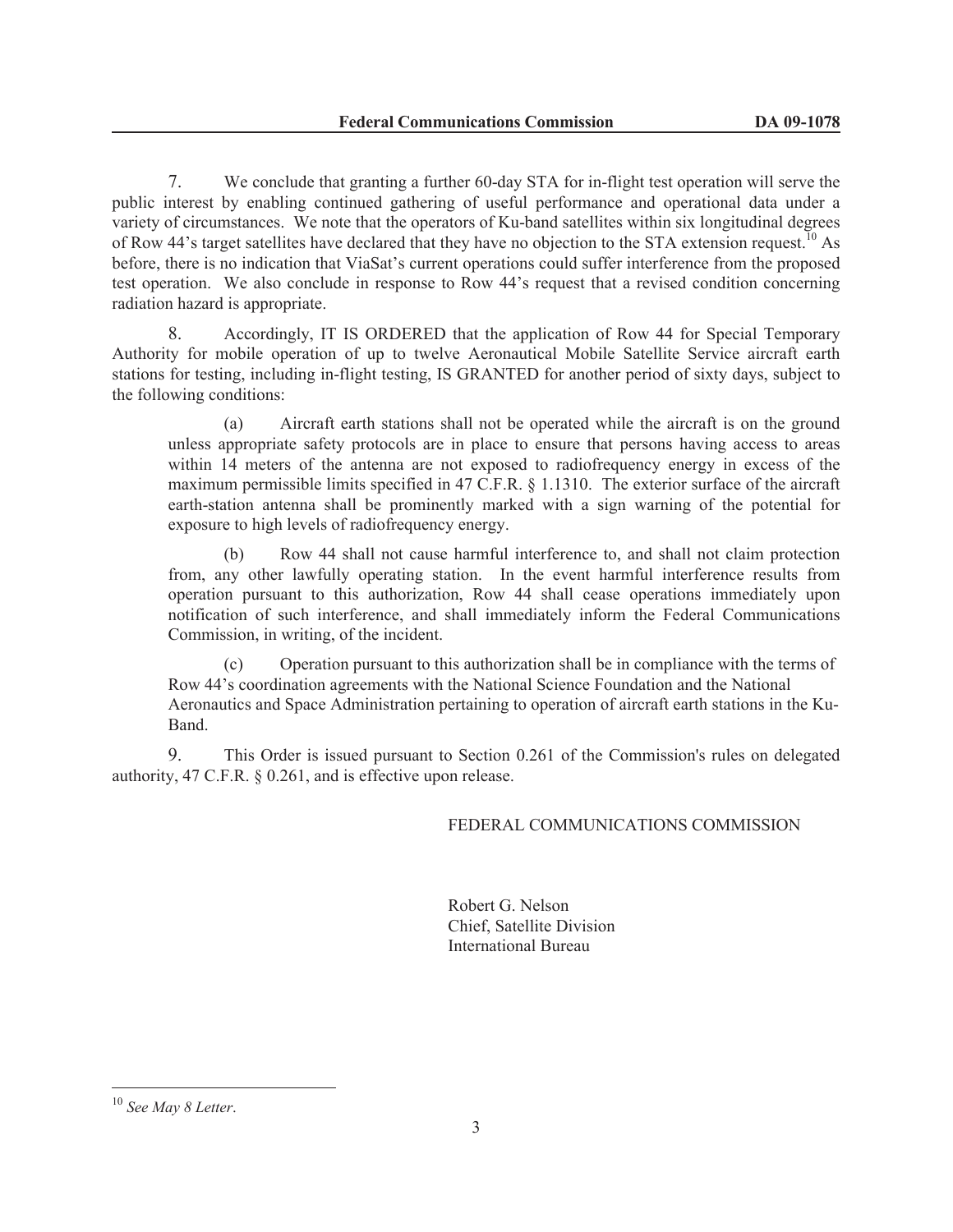7. We conclude that granting a further 60-day STA for in-flight test operation will serve the public interest by enabling continued gathering of useful performance and operational data under a variety of circumstances. We note that the operators of Ku-band satellites within six longitudinal degrees of Row 44's target satellites have declared that they have no objection to the STA extension request.[10] As before, there is no indication that ViaSat's current operations could suffer interference from the proposed test operation. We also conclude in response to Row 44's request that a revised condition concerning radiation hazard is appropriate.

8. Accordingly, IT IS ORDERED that the application of Row 44 for Special Temporary Authority for mobile operation of up to twelve Aeronautical Mobile Satellite Service aircraft earth stations for testing, including in-flight testing, IS GRANTED for another period of sixty days, subject to the following conditions:

> (a) Aircraft earth stations shall not be operated while the aircraft is on the ground unless appropriate safety protocols are in place to ensure that persons having access to areas within 14 meters of the antenna are not exposed to radiofrequency energy in excess of the maximum permissible limits specified in 47 C.F.R. § 1.1310. The exterior surface of the aircraft earth-station antenna shall be prominently marked with a sign warning of the potential for exposure to high levels of radiofrequency energy.
>
> (b) Row 44 shall not cause harmful interference to, and shall not claim protection from, any other lawfully operating station. In the event harmful interference results from operation pursuant to this authorization, Row 44 shall cease operations immediately upon notification of such interference, and shall immediately inform the Federal Communications Commission, in writing, of the incident.
>
> (c) Operation pursuant to this authorization shall be in compliance with the terms of Row 44's coordination agreements with the National Science Foundation and the National Aeronautics and Space Administration pertaining to operation of aircraft earth stations in the Ku-Band.

9. This Order is issued pursuant to Section 0.261 of the Commission's rules on delegated authority, 47 C.F.R. § 0.261, and is effective upon release.

FEDERAL COMMUNICATIONS COMMISSION

Robert G. Nelson
Chief, Satellite Division
International Bureau

---

[10] *See May 8 Letter*.